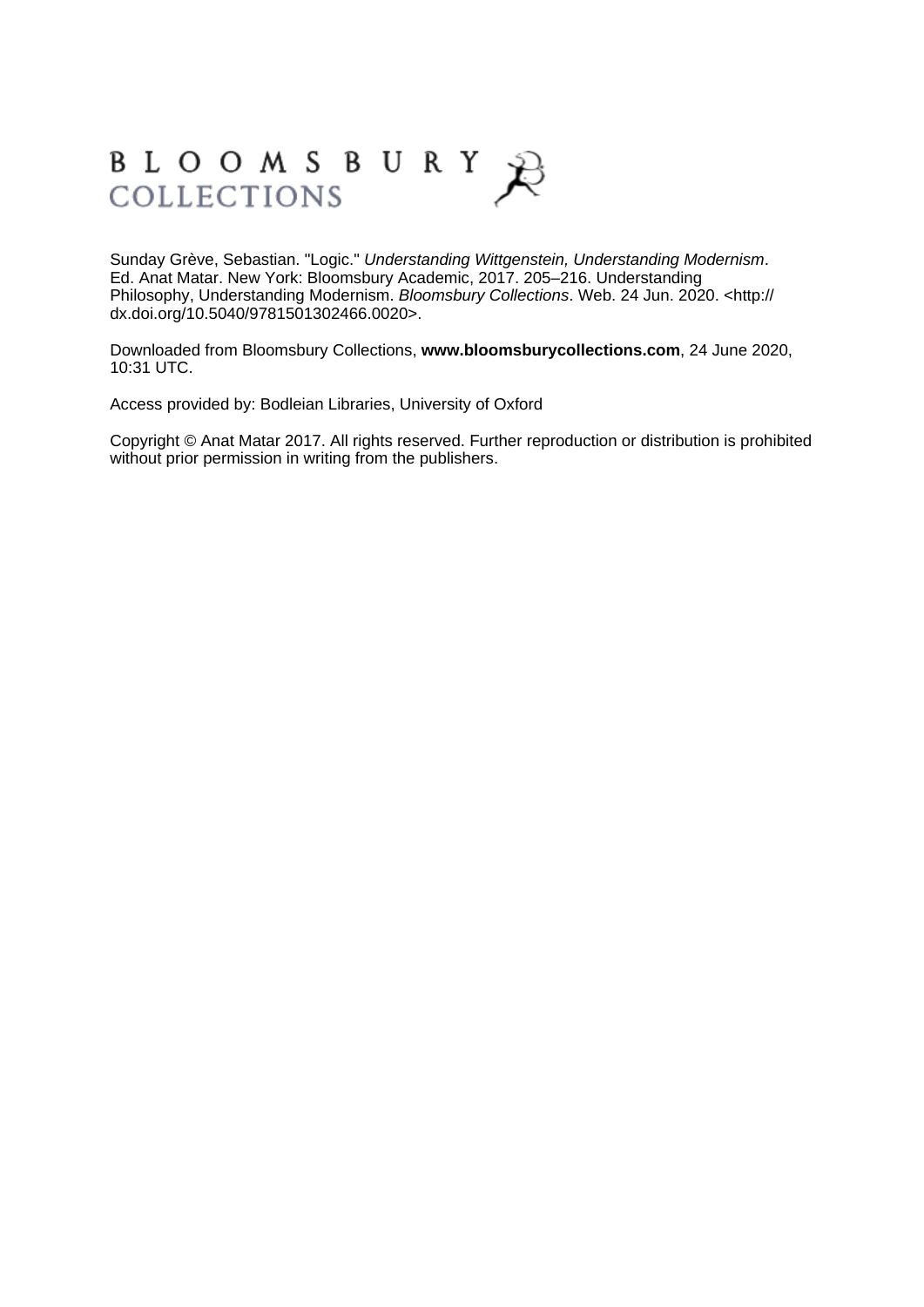BLOOMSBURY
COLLECTIONS

Sunday Grève, Sebastian. "Logic." *Understanding Wittgenstein, Understanding Modernism*. Ed. Anat Matar. New York: Bloomsbury Academic, 2017. 205–216. Understanding Philosophy, Understanding Modernism. *Bloomsbury Collections*. Web. 24 Jun. 2020. <http://dx.doi.org/10.5040/9781501302466.0020>.

Downloaded from Bloomsbury Collections, **www.bloomsburycollections.com**, 24 June 2020, 10:31 UTC.

Access provided by: Bodleian Libraries, University of Oxford

Copyright © Anat Matar 2017. All rights reserved. Further reproduction or distribution is prohibited without prior permission in writing from the publishers.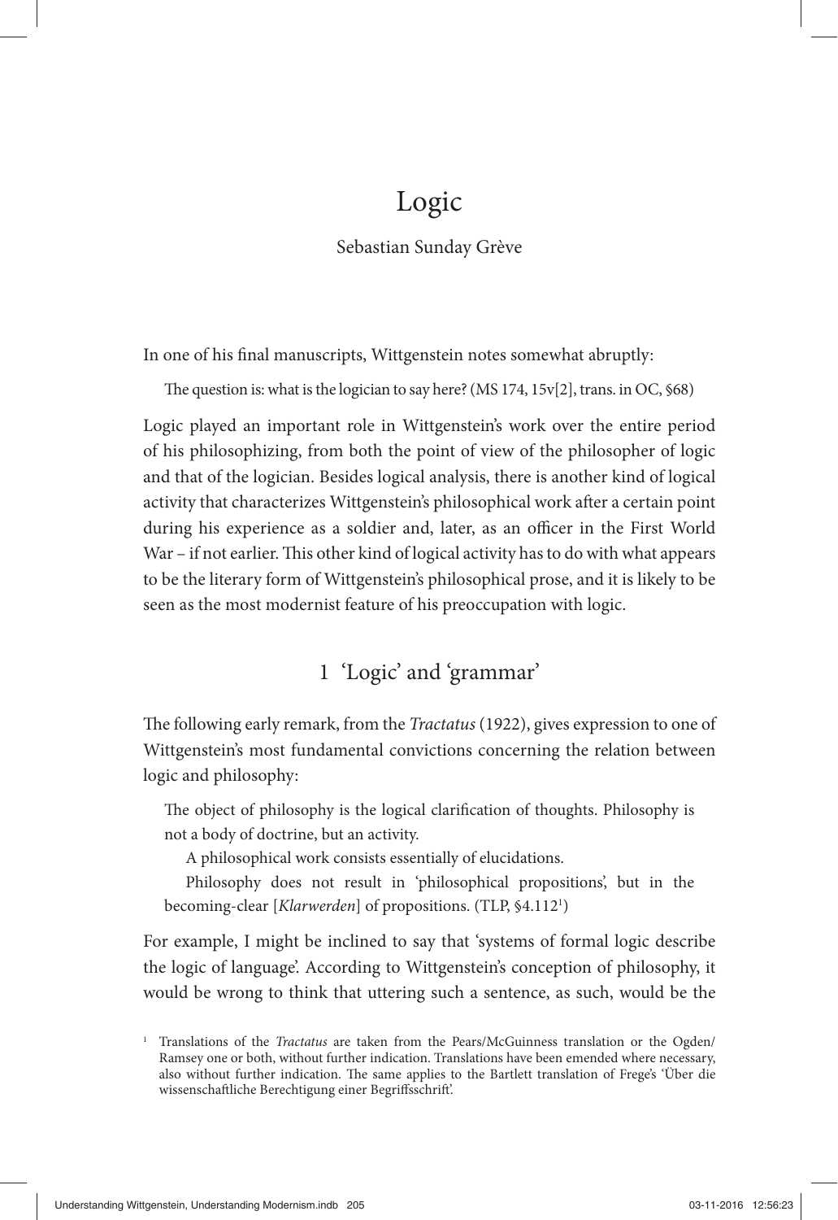# Logic

Sebastian Sunday Grève

In one of his final manuscripts, Wittgenstein notes somewhat abruptly:

> The question is: what is the logician to say here? (MS 174, 15v[2], trans. in OC, §68)

Logic played an important role in Wittgenstein's work over the entire period of his philosophizing, from both the point of view of the philosopher of logic and that of the logician. Besides logical analysis, there is another kind of logical activity that characterizes Wittgenstein's philosophical work after a certain point during his experience as a soldier and, later, as an officer in the First World War – if not earlier. This other kind of logical activity has to do with what appears to be the literary form of Wittgenstein's philosophical prose, and it is likely to be seen as the most modernist feature of his preoccupation with logic.

## 1 'Logic' and 'grammar'

The following early remark, from the *Tractatus* (1922), gives expression to one of Wittgenstein's most fundamental convictions concerning the relation between logic and philosophy:

> The object of philosophy is the logical clarification of thoughts. Philosophy is not a body of doctrine, but an activity.
>
> A philosophical work consists essentially of elucidations.
>
> Philosophy does not result in 'philosophical propositions', but in the becoming-clear [*Klarwerden*] of propositions. (TLP, §4.112[1])

For example, I might be inclined to say that 'systems of formal logic describe the logic of language'. According to Wittgenstein's conception of philosophy, it would be wrong to think that uttering such a sentence, as such, would be the

---

[1] Translations of the *Tractatus* are taken from the Pears/McGuinness translation or the Ogden/Ramsey one or both, without further indication. Translations have been emended where necessary, also without further indication. The same applies to the Bartlett translation of Frege's 'Über die wissenschaftliche Berechtigung einer Begriffsschrift'.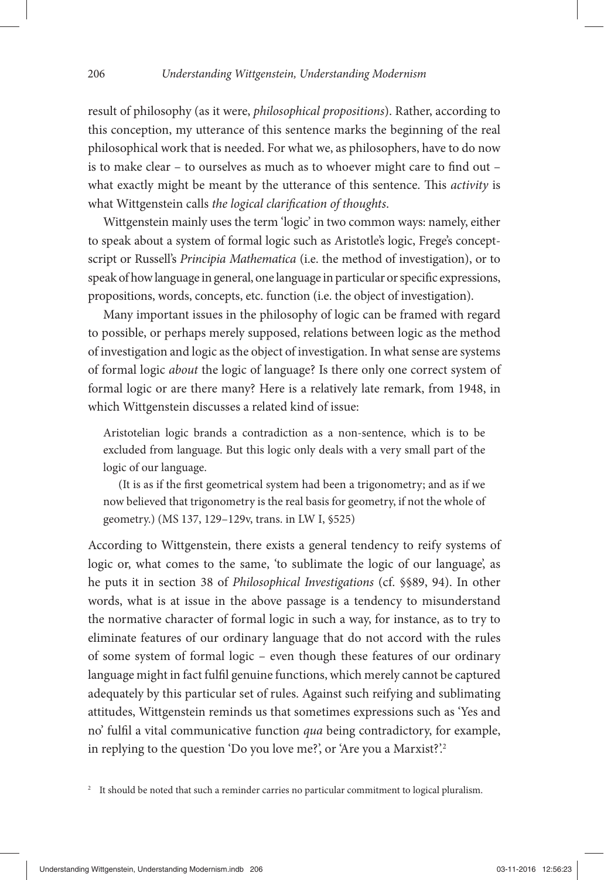result of philosophy (as it were, *philosophical propositions*). Rather, according to this conception, my utterance of this sentence marks the beginning of the real philosophical work that is needed. For what we, as philosophers, have to do now is to make clear – to ourselves as much as to whoever might care to find out – what exactly might be meant by the utterance of this sentence. This *activity* is what Wittgenstein calls *the logical clarification of thoughts*.

Wittgenstein mainly uses the term 'logic' in two common ways: namely, either to speak about a system of formal logic such as Aristotle's logic, Frege's concept-script or Russell's *Principia Mathematica* (i.e. the method of investigation), or to speak of how language in general, one language in particular or specific expressions, propositions, words, concepts, etc. function (i.e. the object of investigation).

Many important issues in the philosophy of logic can be framed with regard to possible, or perhaps merely supposed, relations between logic as the method of investigation and logic as the object of investigation. In what sense are systems of formal logic *about* the logic of language? Is there only one correct system of formal logic or are there many? Here is a relatively late remark, from 1948, in which Wittgenstein discusses a related kind of issue:

> Aristotelian logic brands a contradiction as a non-sentence, which is to be excluded from language. But this logic only deals with a very small part of the logic of our language.
>
> (It is as if the first geometrical system had been a trigonometry; and as if we now believed that trigonometry is the real basis for geometry, if not the whole of geometry.) (MS 137, 129–129v, trans. in LW I, §525)

According to Wittgenstein, there exists a general tendency to reify systems of logic or, what comes to the same, 'to sublimate the logic of our language', as he puts it in section 38 of *Philosophical Investigations* (cf. §§89, 94). In other words, what is at issue in the above passage is a tendency to misunderstand the normative character of formal logic in such a way, for instance, as to try to eliminate features of our ordinary language that do not accord with the rules of some system of formal logic – even though these features of our ordinary language might in fact fulfil genuine functions, which merely cannot be captured adequately by this particular set of rules. Against such reifying and sublimating attitudes, Wittgenstein reminds us that sometimes expressions such as 'Yes and no' fulfil a vital communicative function *qua* being contradictory, for example, in replying to the question 'Do you love me?', or 'Are you a Marxist?'.[2]

[2] It should be noted that such a reminder carries no particular commitment to logical pluralism.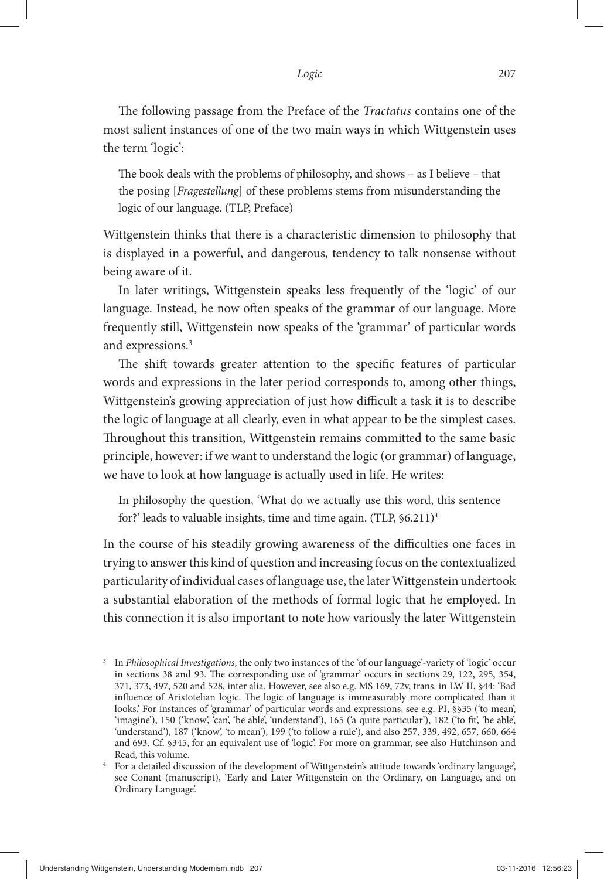The following passage from the Preface of the *Tractatus* contains one of the most salient instances of one of the two main ways in which Wittgenstein uses the term 'logic':

> The book deals with the problems of philosophy, and shows – as I believe – that the posing [*Fragestellung*] of these problems stems from misunderstanding the logic of our language. (TLP, Preface)

Wittgenstein thinks that there is a characteristic dimension to philosophy that is displayed in a powerful, and dangerous, tendency to talk nonsense without being aware of it.

In later writings, Wittgenstein speaks less frequently of the 'logic' of our language. Instead, he now often speaks of the grammar of our language. More frequently still, Wittgenstein now speaks of the 'grammar' of particular words and expressions.[3]

The shift towards greater attention to the specific features of particular words and expressions in the later period corresponds to, among other things, Wittgenstein's growing appreciation of just how difficult a task it is to describe the logic of language at all clearly, even in what appear to be the simplest cases. Throughout this transition, Wittgenstein remains committed to the same basic principle, however: if we want to understand the logic (or grammar) of language, we have to look at how language is actually used in life. He writes:

> In philosophy the question, 'What do we actually use this word, this sentence for?' leads to valuable insights, time and time again. (TLP, §6.211)[4]

In the course of his steadily growing awareness of the difficulties one faces in trying to answer this kind of question and increasing focus on the contextualized particularity of individual cases of language use, the later Wittgenstein undertook a substantial elaboration of the methods of formal logic that he employed. In this connection it is also important to note how variously the later Wittgenstein

---

[3] In *Philosophical Investigations*, the only two instances of the 'of our language'-variety of 'logic' occur in sections 38 and 93. The corresponding use of 'grammar' occurs in sections 29, 122, 295, 354, 371, 373, 497, 520 and 528, inter alia. However, see also e.g. MS 169, 72v, trans. in LW II, §44: 'Bad influence of Aristotelian logic. The logic of language is immeasurably more complicated than it looks.' For instances of 'grammar' of particular words and expressions, see e.g. PI, §§35 ('to mean', 'imagine'), 150 ('know', 'can', 'be able', 'understand'), 165 ('a quite particular'), 182 ('to fit', 'be able', 'understand'), 187 ('know', 'to mean'), 199 ('to follow a rule'), and also 257, 339, 492, 657, 660, 664 and 693. Cf. §345, for an equivalent use of 'logic'. For more on grammar, see also Hutchinson and Read, this volume.

[4] For a detailed discussion of the development of Wittgenstein's attitude towards 'ordinary language', see Conant (manuscript), 'Early and Later Wittgenstein on the Ordinary, on Language, and on Ordinary Language'.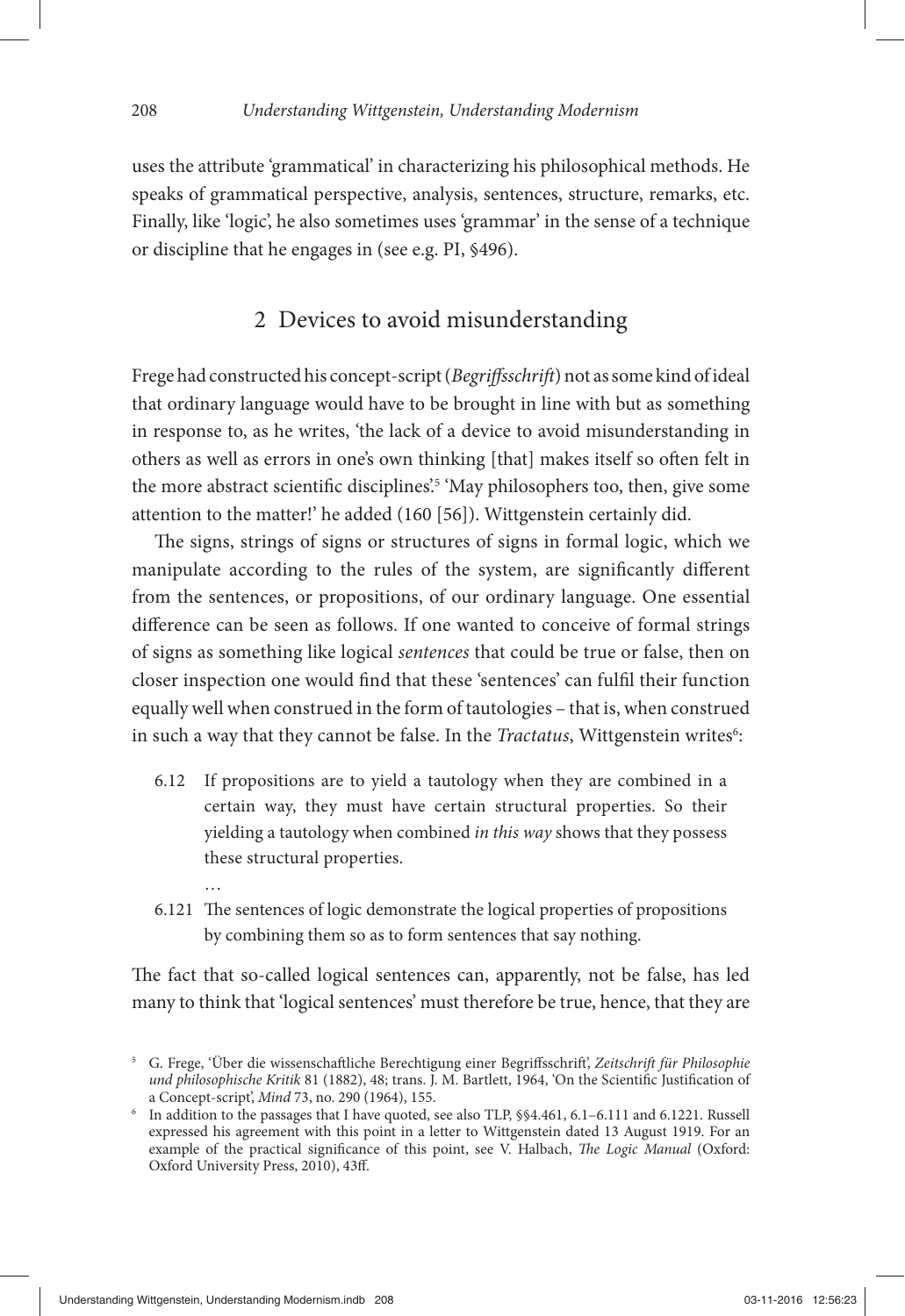uses the attribute 'grammatical' in characterizing his philosophical methods. He speaks of grammatical perspective, analysis, sentences, structure, remarks, etc. Finally, like 'logic', he also sometimes uses 'grammar' in the sense of a technique or discipline that he engages in (see e.g. PI, §496).

## 2 Devices to avoid misunderstanding

Frege had constructed his concept-script (*Begriffsschrift*) not as some kind of ideal that ordinary language would have to be brought in line with but as something in response to, as he writes, 'the lack of a device to avoid misunderstanding in others as well as errors in one's own thinking [that] makes itself so often felt in the more abstract scientific disciplines'.[5] 'May philosophers too, then, give some attention to the matter!' he added (160 [56]). Wittgenstein certainly did.

The signs, strings of signs or structures of signs in formal logic, which we manipulate according to the rules of the system, are significantly different from the sentences, or propositions, of our ordinary language. One essential difference can be seen as follows. If one wanted to conceive of formal strings of signs as something like logical *sentences* that could be true or false, then on closer inspection one would find that these 'sentences' can fulfil their function equally well when construed in the form of tautologies – that is, when construed in such a way that they cannot be false. In the *Tractatus*, Wittgenstein writes[6]:

> 6.12 If propositions are to yield a tautology when they are combined in a certain way, they must have certain structural properties. So their yielding a tautology when combined *in this way* shows that they possess these structural properties.
>
> …
>
> 6.121 The sentences of logic demonstrate the logical properties of propositions by combining them so as to form sentences that say nothing.

The fact that so-called logical sentences can, apparently, not be false, has led many to think that 'logical sentences' must therefore be true, hence, that they are

---

[5] G. Frege, 'Über die wissenschaftliche Berechtigung einer Begriffsschrift', *Zeitschrift für Philosophie und philosophische Kritik* 81 (1882), 48; trans. J. M. Bartlett, 1964, 'On the Scientific Justification of a Concept-script', *Mind* 73, no. 290 (1964), 155.

[6] In addition to the passages that I have quoted, see also TLP, §§4.461, 6.1–6.111 and 6.1221. Russell expressed his agreement with this point in a letter to Wittgenstein dated 13 August 1919. For an example of the practical significance of this point, see V. Halbach, *The Logic Manual* (Oxford: Oxford University Press, 2010), 43ff.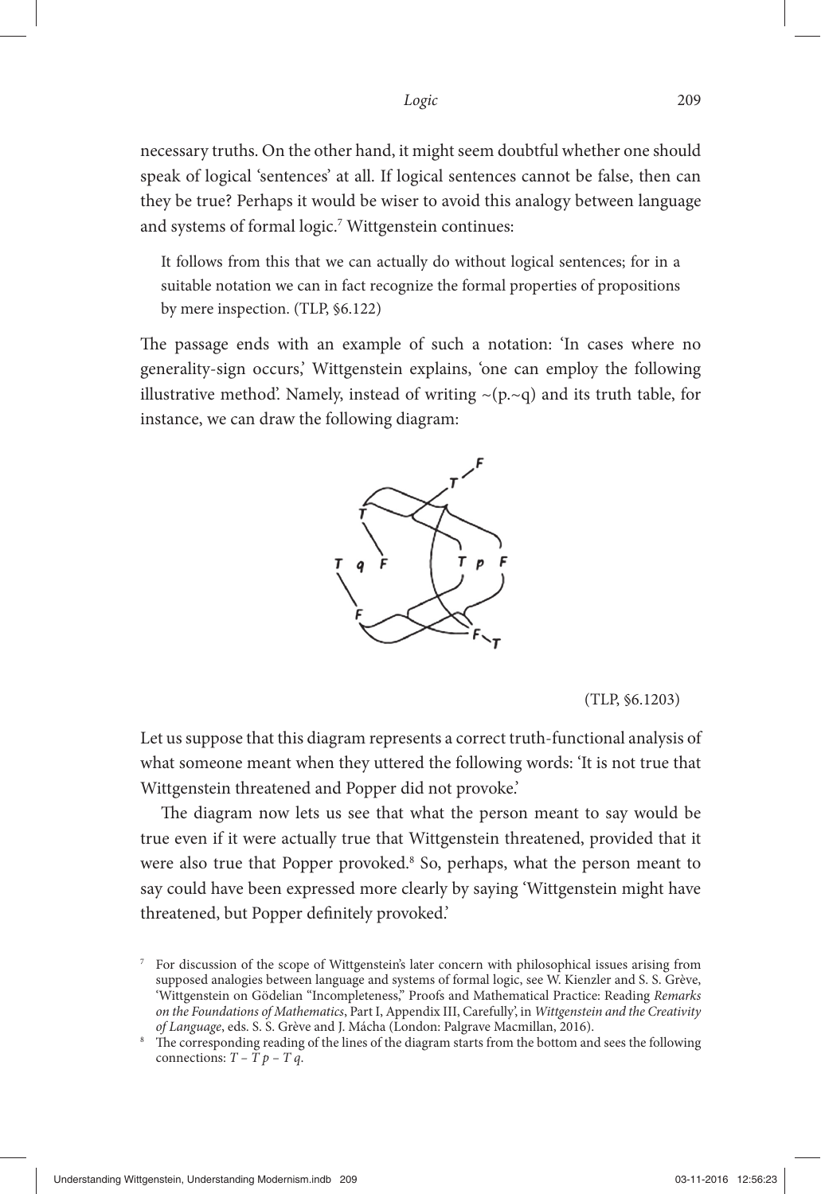necessary truths. On the other hand, it might seem doubtful whether one should speak of logical 'sentences' at all. If logical sentences cannot be false, then can they be true? Perhaps it would be wiser to avoid this analogy between language and systems of formal logic.[7] Wittgenstein continues:

> It follows from this that we can actually do without logical sentences; for in a suitable notation we can in fact recognize the formal properties of propositions by mere inspection. (TLP, §6.122)

The passage ends with an example of such a notation: 'In cases where no generality-sign occurs,' Wittgenstein explains, 'one can employ the following illustrative method'. Namely, instead of writing ~(p.~q) and its truth table, for instance, we can draw the following diagram:

(TLP, §6.1203)

Let us suppose that this diagram represents a correct truth-functional analysis of what someone meant when they uttered the following words: 'It is not true that Wittgenstein threatened and Popper did not provoke.'

The diagram now lets us see that what the person meant to say would be true even if it were actually true that Wittgenstein threatened, provided that it were also true that Popper provoked.[8] So, perhaps, what the person meant to say could have been expressed more clearly by saying 'Wittgenstein might have threatened, but Popper definitely provoked.'

[7] For discussion of the scope of Wittgenstein's later concern with philosophical issues arising from supposed analogies between language and systems of formal logic, see W. Kienzler and S. S. Grève, 'Wittgenstein on Gödelian "Incompleteness," Proofs and Mathematical Practice: Reading *Remarks on the Foundations of Mathematics*, Part I, Appendix III, Carefully', in *Wittgenstein and the Creativity of Language*, eds. S. S. Grève and J. Mácha (London: Palgrave Macmillan, 2016).

[8] The corresponding reading of the lines of the diagram starts from the bottom and sees the following connections: *T* – *T p* – *T q*.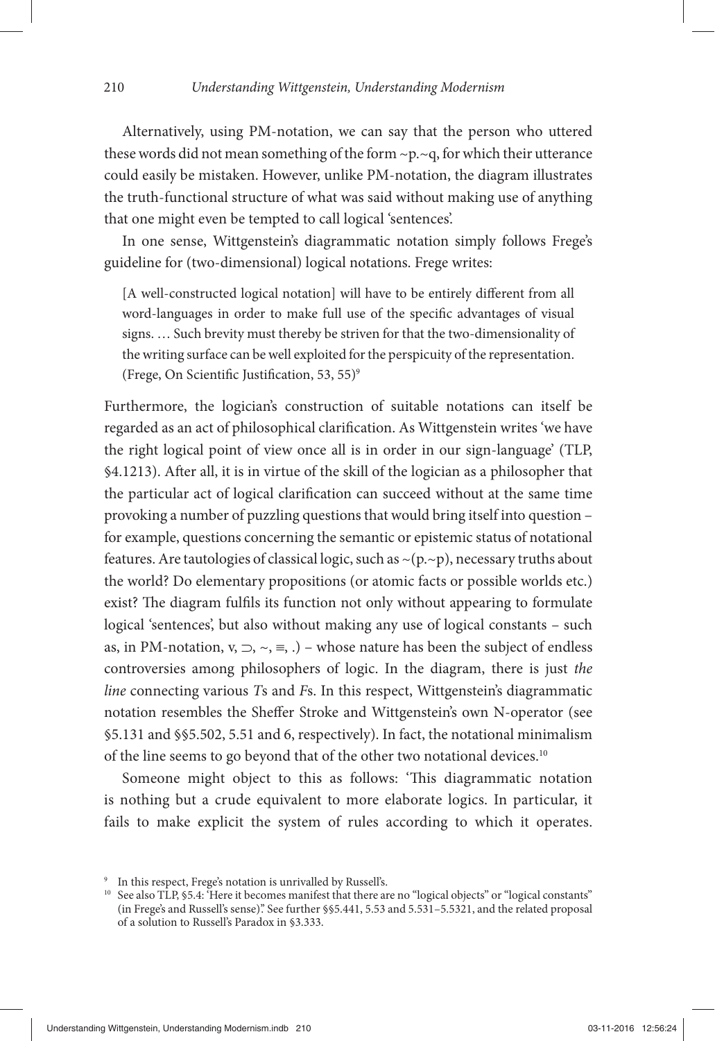Alternatively, using PM-notation, we can say that the person who uttered these words did not mean something of the form ~p.~q, for which their utterance could easily be mistaken. However, unlike PM-notation, the diagram illustrates the truth-functional structure of what was said without making use of anything that one might even be tempted to call logical 'sentences'.

In one sense, Wittgenstein's diagrammatic notation simply follows Frege's guideline for (two-dimensional) logical notations. Frege writes:

> [A well-constructed logical notation] will have to be entirely different from all word-languages in order to make full use of the specific advantages of visual signs. … Such brevity must thereby be striven for that the two-dimensionality of the writing surface can be well exploited for the perspicuity of the representation. (Frege, On Scientific Justification, 53, 55)[9]

Furthermore, the logician's construction of suitable notations can itself be regarded as an act of philosophical clarification. As Wittgenstein writes 'we have the right logical point of view once all is in order in our sign-language' (TLP, §4.1213). After all, it is in virtue of the skill of the logician as a philosopher that the particular act of logical clarification can succeed without at the same time provoking a number of puzzling questions that would bring itself into question – for example, questions concerning the semantic or epistemic status of notational features. Are tautologies of classical logic, such as ~(p.~p), necessary truths about the world? Do elementary propositions (or atomic facts or possible worlds etc.) exist? The diagram fulfils its function not only without appearing to formulate logical 'sentences', but also without making any use of logical constants – such as, in PM-notation, v, ⊃, ~, ≡, .) – whose nature has been the subject of endless controversies among philosophers of logic. In the diagram, there is just *the line* connecting various *T*s and *F*s. In this respect, Wittgenstein's diagrammatic notation resembles the Sheffer Stroke and Wittgenstein's own N-operator (see §5.131 and §§5.502, 5.51 and 6, respectively). In fact, the notational minimalism of the line seems to go beyond that of the other two notational devices.[10]

Someone might object to this as follows: 'This diagrammatic notation is nothing but a crude equivalent to more elaborate logics. In particular, it fails to make explicit the system of rules according to which it operates.

---

[9] In this respect, Frege's notation is unrivalled by Russell's.

[10] See also TLP, §5.4: 'Here it becomes manifest that there are no "logical objects" or "logical constants" (in Frege's and Russell's sense)'. See further §§5.441, 5.53 and 5.531–5.5321, and the related proposal of a solution to Russell's Paradox in §3.333.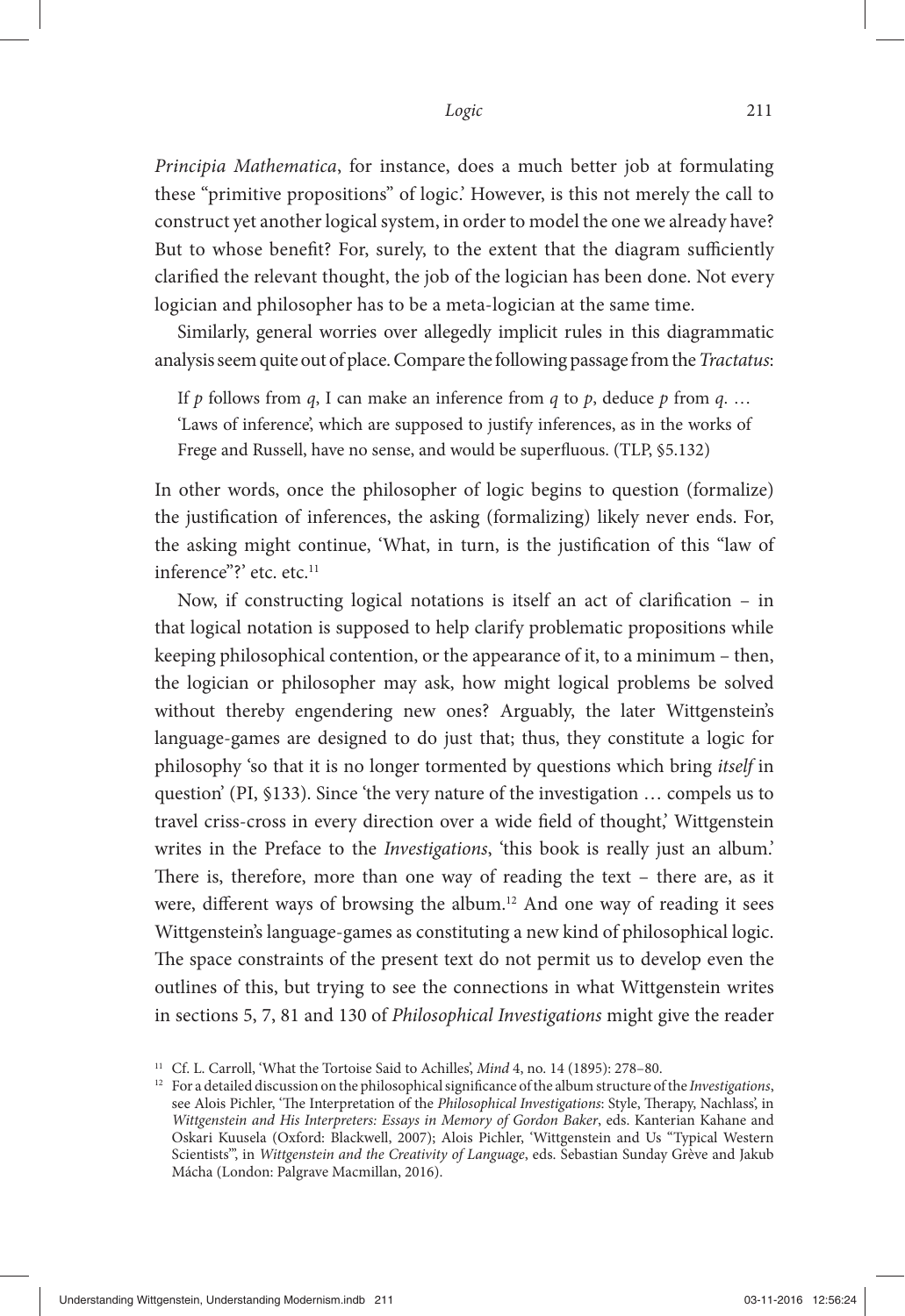*Principia Mathematica*, for instance, does a much better job at formulating these "primitive propositions" of logic.' However, is this not merely the call to construct yet another logical system, in order to model the one we already have? But to whose benefit? For, surely, to the extent that the diagram sufficiently clarified the relevant thought, the job of the logician has been done. Not every logician and philosopher has to be a meta-logician at the same time.

Similarly, general worries over allegedly implicit rules in this diagrammatic analysis seem quite out of place. Compare the following passage from the *Tractatus*:

> If *p* follows from *q*, I can make an inference from *q* to *p*, deduce *p* from *q*. … 'Laws of inference', which are supposed to justify inferences, as in the works of Frege and Russell, have no sense, and would be superfluous. (TLP, §5.132)

In other words, once the philosopher of logic begins to question (formalize) the justification of inferences, the asking (formalizing) likely never ends. For, the asking might continue, 'What, in turn, is the justification of this "law of inference"?' etc. etc.[11]

Now, if constructing logical notations is itself an act of clarification – in that logical notation is supposed to help clarify problematic propositions while keeping philosophical contention, or the appearance of it, to a minimum – then, the logician or philosopher may ask, how might logical problems be solved without thereby engendering new ones? Arguably, the later Wittgenstein's language-games are designed to do just that; thus, they constitute a logic for philosophy 'so that it is no longer tormented by questions which bring *itself* in question' (PI, §133). Since 'the very nature of the investigation … compels us to travel criss-cross in every direction over a wide field of thought,' Wittgenstein writes in the Preface to the *Investigations*, 'this book is really just an album.' There is, therefore, more than one way of reading the text – there are, as it were, different ways of browsing the album.[12] And one way of reading it sees Wittgenstein's language-games as constituting a new kind of philosophical logic. The space constraints of the present text do not permit us to develop even the outlines of this, but trying to see the connections in what Wittgenstein writes in sections 5, 7, 81 and 130 of *Philosophical Investigations* might give the reader

[11] Cf. L. Carroll, 'What the Tortoise Said to Achilles', *Mind* 4, no. 14 (1895): 278–80.

[12] For a detailed discussion on the philosophical significance of the album structure of the *Investigations*, see Alois Pichler, 'The Interpretation of the *Philosophical Investigations*: Style, Therapy, Nachlass', in *Wittgenstein and His Interpreters: Essays in Memory of Gordon Baker*, eds. Kanterian Kahane and Oskari Kuusela (Oxford: Blackwell, 2007); Alois Pichler, 'Wittgenstein and Us "Typical Western Scientists"', in *Wittgenstein and the Creativity of Language*, eds. Sebastian Sunday Grève and Jakub Mácha (London: Palgrave Macmillan, 2016).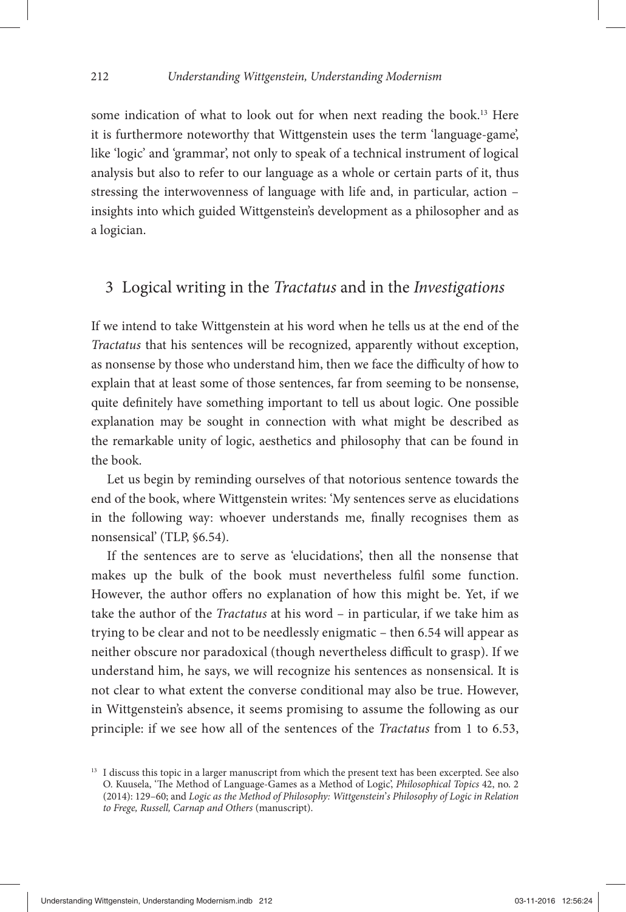some indication of what to look out for when next reading the book.[13] Here it is furthermore noteworthy that Wittgenstein uses the term 'language-game', like 'logic' and 'grammar', not only to speak of a technical instrument of logical analysis but also to refer to our language as a whole or certain parts of it, thus stressing the interwovenness of language with life and, in particular, action – insights into which guided Wittgenstein's development as a philosopher and as a logician.

## 3 Logical writing in the *Tractatus* and in the *Investigations*

If we intend to take Wittgenstein at his word when he tells us at the end of the *Tractatus* that his sentences will be recognized, apparently without exception, as nonsense by those who understand him, then we face the difficulty of how to explain that at least some of those sentences, far from seeming to be nonsense, quite definitely have something important to tell us about logic. One possible explanation may be sought in connection with what might be described as the remarkable unity of logic, aesthetics and philosophy that can be found in the book.

Let us begin by reminding ourselves of that notorious sentence towards the end of the book, where Wittgenstein writes: 'My sentences serve as elucidations in the following way: whoever understands me, finally recognises them as nonsensical' (TLP, §6.54).

If the sentences are to serve as 'elucidations', then all the nonsense that makes up the bulk of the book must nevertheless fulfil some function. However, the author offers no explanation of how this might be. Yet, if we take the author of the *Tractatus* at his word – in particular, if we take him as trying to be clear and not to be needlessly enigmatic – then 6.54 will appear as neither obscure nor paradoxical (though nevertheless difficult to grasp). If we understand him, he says, we will recognize his sentences as nonsensical. It is not clear to what extent the converse conditional may also be true. However, in Wittgenstein's absence, it seems promising to assume the following as our principle: if we see how all of the sentences of the *Tractatus* from 1 to 6.53,

[13] I discuss this topic in a larger manuscript from which the present text has been excerpted. See also O. Kuusela, 'The Method of Language-Games as a Method of Logic', *Philosophical Topics* 42, no. 2 (2014): 129–60; and *Logic as the Method of Philosophy: Wittgenstein's Philosophy of Logic in Relation to Frege, Russell, Carnap and Others* (manuscript).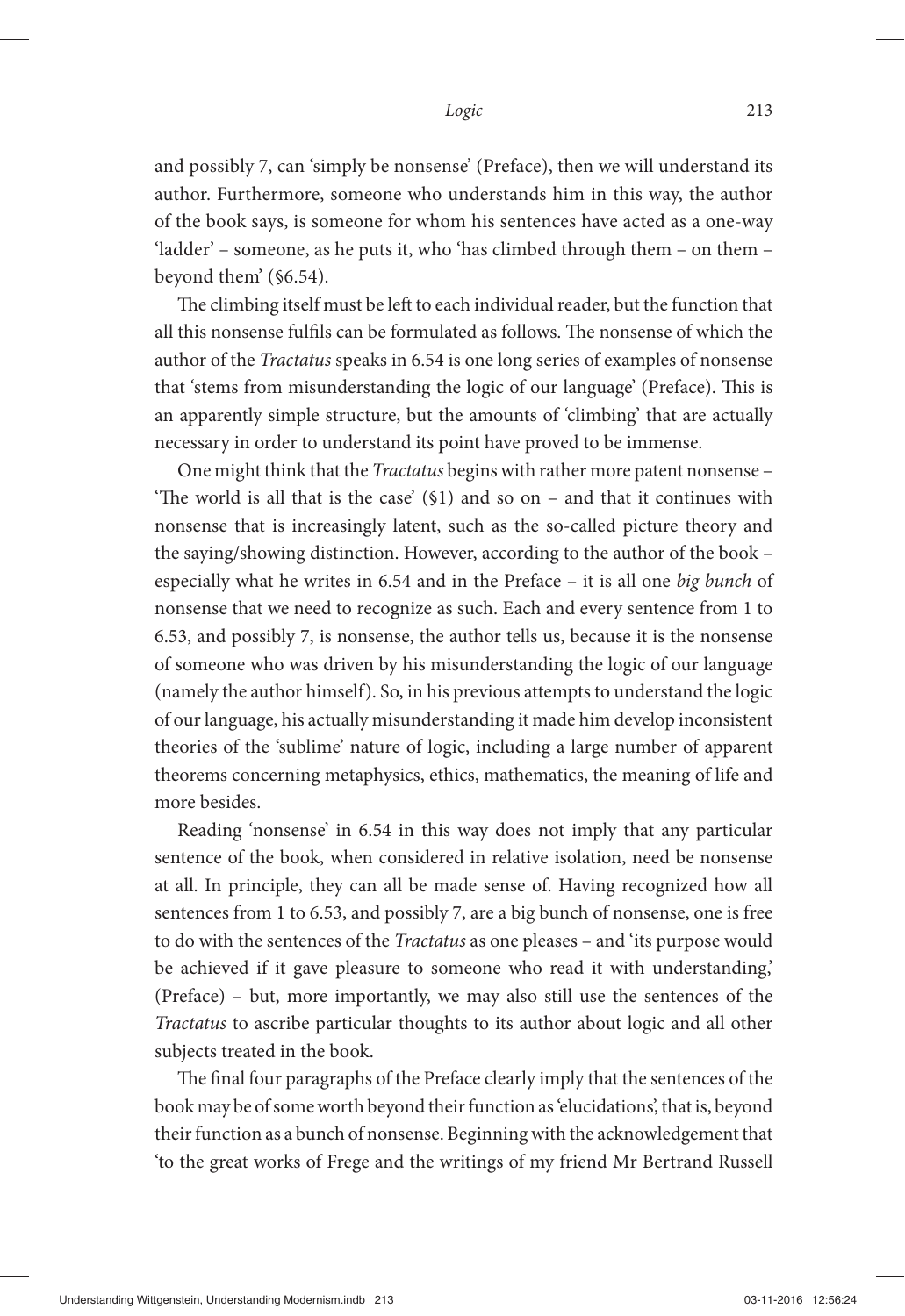and possibly 7, can 'simply be nonsense' (Preface), then we will understand its author. Furthermore, someone who understands him in this way, the author of the book says, is someone for whom his sentences have acted as a one-way 'ladder' – someone, as he puts it, who 'has climbed through them – on them – beyond them' (§6.54).

The climbing itself must be left to each individual reader, but the function that all this nonsense fulfils can be formulated as follows. The nonsense of which the author of the *Tractatus* speaks in 6.54 is one long series of examples of nonsense that 'stems from misunderstanding the logic of our language' (Preface). This is an apparently simple structure, but the amounts of 'climbing' that are actually necessary in order to understand its point have proved to be immense.

One might think that the *Tractatus* begins with rather more patent nonsense – 'The world is all that is the case' (§1) and so on – and that it continues with nonsense that is increasingly latent, such as the so-called picture theory and the saying/showing distinction. However, according to the author of the book – especially what he writes in 6.54 and in the Preface – it is all one *big bunch* of nonsense that we need to recognize as such. Each and every sentence from 1 to 6.53, and possibly 7, is nonsense, the author tells us, because it is the nonsense of someone who was driven by his misunderstanding the logic of our language (namely the author himself). So, in his previous attempts to understand the logic of our language, his actually misunderstanding it made him develop inconsistent theories of the 'sublime' nature of logic, including a large number of apparent theorems concerning metaphysics, ethics, mathematics, the meaning of life and more besides.

Reading 'nonsense' in 6.54 in this way does not imply that any particular sentence of the book, when considered in relative isolation, need be nonsense at all. In principle, they can all be made sense of. Having recognized how all sentences from 1 to 6.53, and possibly 7, are a big bunch of nonsense, one is free to do with the sentences of the *Tractatus* as one pleases – and 'its purpose would be achieved if it gave pleasure to someone who read it with understanding,' (Preface) – but, more importantly, we may also still use the sentences of the *Tractatus* to ascribe particular thoughts to its author about logic and all other subjects treated in the book.

The final four paragraphs of the Preface clearly imply that the sentences of the book may be of some worth beyond their function as 'elucidations', that is, beyond their function as a bunch of nonsense. Beginning with the acknowledgement that 'to the great works of Frege and the writings of my friend Mr Bertrand Russell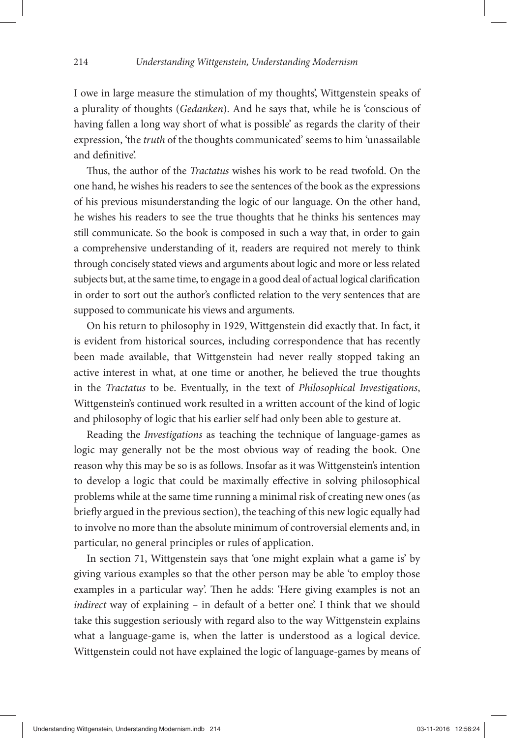I owe in large measure the stimulation of my thoughts', Wittgenstein speaks of a plurality of thoughts (*Gedanken*). And he says that, while he is 'conscious of having fallen a long way short of what is possible' as regards the clarity of their expression, 'the *truth* of the thoughts communicated' seems to him 'unassailable and definitive'.

Thus, the author of the *Tractatus* wishes his work to be read twofold. On the one hand, he wishes his readers to see the sentences of the book as the expressions of his previous misunderstanding the logic of our language. On the other hand, he wishes his readers to see the true thoughts that he thinks his sentences may still communicate. So the book is composed in such a way that, in order to gain a comprehensive understanding of it, readers are required not merely to think through concisely stated views and arguments about logic and more or less related subjects but, at the same time, to engage in a good deal of actual logical clarification in order to sort out the author's conflicted relation to the very sentences that are supposed to communicate his views and arguments.

On his return to philosophy in 1929, Wittgenstein did exactly that. In fact, it is evident from historical sources, including correspondence that has recently been made available, that Wittgenstein had never really stopped taking an active interest in what, at one time or another, he believed the true thoughts in the *Tractatus* to be. Eventually, in the text of *Philosophical Investigations*, Wittgenstein's continued work resulted in a written account of the kind of logic and philosophy of logic that his earlier self had only been able to gesture at.

Reading the *Investigations* as teaching the technique of language-games as logic may generally not be the most obvious way of reading the book. One reason why this may be so is as follows. Insofar as it was Wittgenstein's intention to develop a logic that could be maximally effective in solving philosophical problems while at the same time running a minimal risk of creating new ones (as briefly argued in the previous section), the teaching of this new logic equally had to involve no more than the absolute minimum of controversial elements and, in particular, no general principles or rules of application.

In section 71, Wittgenstein says that 'one might explain what a game is' by giving various examples so that the other person may be able 'to employ those examples in a particular way'. Then he adds: 'Here giving examples is not an *indirect* way of explaining – in default of a better one'. I think that we should take this suggestion seriously with regard also to the way Wittgenstein explains what a language-game is, when the latter is understood as a logical device. Wittgenstein could not have explained the logic of language-games by means of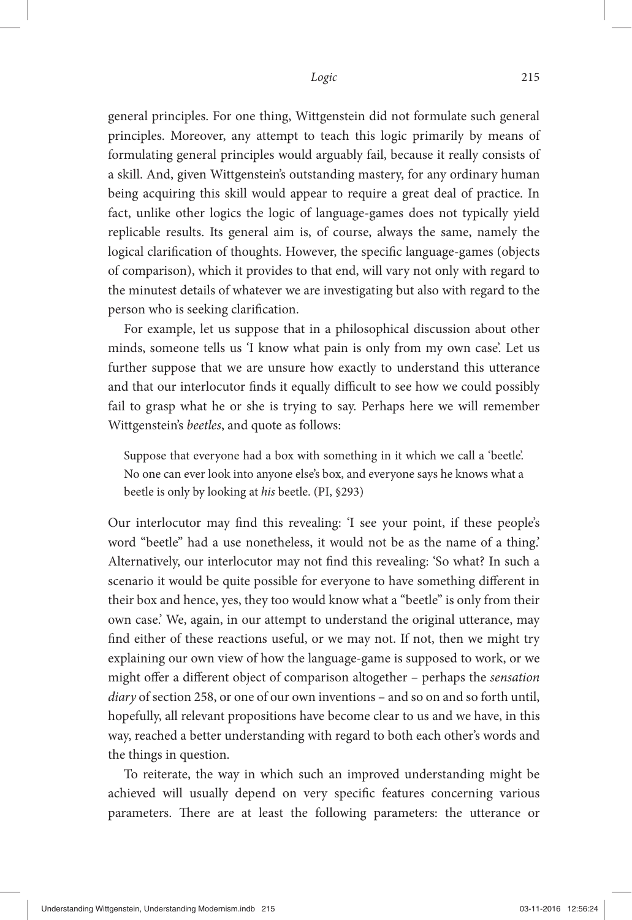general principles. For one thing, Wittgenstein did not formulate such general principles. Moreover, any attempt to teach this logic primarily by means of formulating general principles would arguably fail, because it really consists of a skill. And, given Wittgenstein's outstanding mastery, for any ordinary human being acquiring this skill would appear to require a great deal of practice. In fact, unlike other logics the logic of language-games does not typically yield replicable results. Its general aim is, of course, always the same, namely the logical clarification of thoughts. However, the specific language-games (objects of comparison), which it provides to that end, will vary not only with regard to the minutest details of whatever we are investigating but also with regard to the person who is seeking clarification.

For example, let us suppose that in a philosophical discussion about other minds, someone tells us 'I know what pain is only from my own case'. Let us further suppose that we are unsure how exactly to understand this utterance and that our interlocutor finds it equally difficult to see how we could possibly fail to grasp what he or she is trying to say. Perhaps here we will remember Wittgenstein's *beetles*, and quote as follows:

> Suppose that everyone had a box with something in it which we call a 'beetle'. No one can ever look into anyone else's box, and everyone says he knows what a beetle is only by looking at *his* beetle. (PI, §293)

Our interlocutor may find this revealing: 'I see your point, if these people's word "beetle" had a use nonetheless, it would not be as the name of a thing.' Alternatively, our interlocutor may not find this revealing: 'So what? In such a scenario it would be quite possible for everyone to have something different in their box and hence, yes, they too would know what a "beetle" is only from their own case.' We, again, in our attempt to understand the original utterance, may find either of these reactions useful, or we may not. If not, then we might try explaining our own view of how the language-game is supposed to work, or we might offer a different object of comparison altogether – perhaps the *sensation diary* of section 258, or one of our own inventions – and so on and so forth until, hopefully, all relevant propositions have become clear to us and we have, in this way, reached a better understanding with regard to both each other's words and the things in question.

To reiterate, the way in which such an improved understanding might be achieved will usually depend on very specific features concerning various parameters. There are at least the following parameters: the utterance or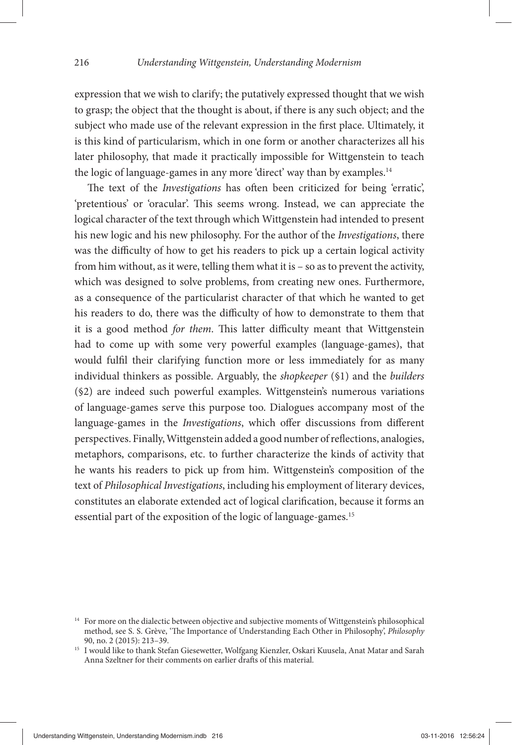expression that we wish to clarify; the putatively expressed thought that we wish to grasp; the object that the thought is about, if there is any such object; and the subject who made use of the relevant expression in the first place. Ultimately, it is this kind of particularism, which in one form or another characterizes all his later philosophy, that made it practically impossible for Wittgenstein to teach the logic of language-games in any more 'direct' way than by examples.[14]

The text of the *Investigations* has often been criticized for being 'erratic', 'pretentious' or 'oracular'. This seems wrong. Instead, we can appreciate the logical character of the text through which Wittgenstein had intended to present his new logic and his new philosophy. For the author of the *Investigations*, there was the difficulty of how to get his readers to pick up a certain logical activity from him without, as it were, telling them what it is – so as to prevent the activity, which was designed to solve problems, from creating new ones. Furthermore, as a consequence of the particularist character of that which he wanted to get his readers to do, there was the difficulty of how to demonstrate to them that it is a good method *for them*. This latter difficulty meant that Wittgenstein had to come up with some very powerful examples (language-games), that would fulfil their clarifying function more or less immediately for as many individual thinkers as possible. Arguably, the *shopkeeper* (§1) and the *builders* (§2) are indeed such powerful examples. Wittgenstein's numerous variations of language-games serve this purpose too. Dialogues accompany most of the language-games in the *Investigations*, which offer discussions from different perspectives. Finally, Wittgenstein added a good number of reflections, analogies, metaphors, comparisons, etc. to further characterize the kinds of activity that he wants his readers to pick up from him. Wittgenstein's composition of the text of *Philosophical Investigations*, including his employment of literary devices, constitutes an elaborate extended act of logical clarification, because it forms an essential part of the exposition of the logic of language-games.[15]

[14] For more on the dialectic between objective and subjective moments of Wittgenstein's philosophical method, see S. S. Grève, 'The Importance of Understanding Each Other in Philosophy', *Philosophy* 90, no. 2 (2015): 213–39.

[15] I would like to thank Stefan Giesewetter, Wolfgang Kienzler, Oskari Kuusela, Anat Matar and Sarah Anna Szeltner for their comments on earlier drafts of this material.